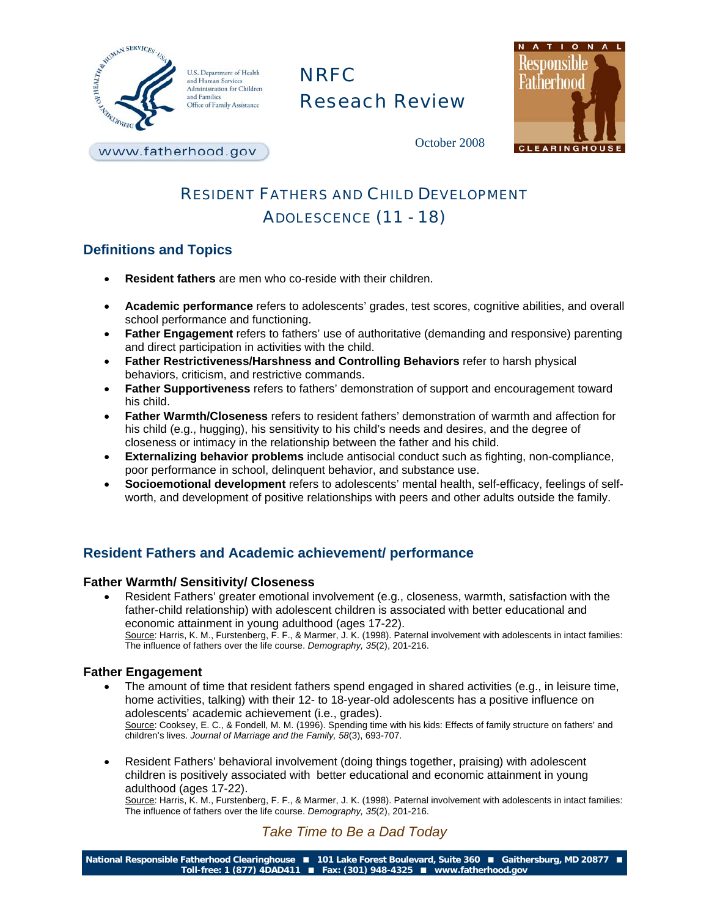U.S. Department of Health and Human Services
Administration for Children and Families
Office of Family Assistance

www.fatherhood.gov

# NRFC Reseach Review

October 2008

National Responsible Fatherhood Clearinghouse

## RESIDENT FATHERS AND CHILD DEVELOPMENT ADOLESCENCE (11 - 18)

## Definitions and Topics

- **Resident fathers** are men who co-reside with their children.

- **Academic performance** refers to adolescents' grades, test scores, cognitive abilities, and overall school performance and functioning.
- **Father Engagement** refers to fathers' use of authoritative (demanding and responsive) parenting and direct participation in activities with the child.
- **Father Restrictiveness/Harshness and Controlling Behaviors** refer to harsh physical behaviors, criticism, and restrictive commands.
- **Father Supportiveness** refers to fathers' demonstration of support and encouragement toward his child.
- **Father Warmth/Closeness** refers to resident fathers' demonstration of warmth and affection for his child (e.g., hugging), his sensitivity to his child's needs and desires, and the degree of closeness or intimacy in the relationship between the father and his child.
- **Externalizing behavior problems** include antisocial conduct such as fighting, non-compliance, poor performance in school, delinquent behavior, and substance use.
- **Socioemotional development** refers to adolescents' mental health, self-efficacy, feelings of self-worth, and development of positive relationships with peers and other adults outside the family.

## Resident Fathers and Academic achievement/ performance

### Father Warmth/ Sensitivity/ Closeness

- Resident Fathers' greater emotional involvement (e.g., closeness, warmth, satisfaction with the father-child relationship) with adolescent children is associated with better educational and economic attainment in young adulthood (ages 17-22).
  Source: Harris, K. M., Furstenberg, F. F., & Marmer, J. K. (1998). Paternal involvement with adolescents in intact families: The influence of fathers over the life course. *Demography, 35*(2), 201-216.

### Father Engagement

- The amount of time that resident fathers spend engaged in shared activities (e.g., in leisure time, home activities, talking) with their 12- to 18-year-old adolescents has a positive influence on adolescents' academic achievement (i.e., grades).
  Source: Cooksey, E. C., & Fondell, M. M. (1996). Spending time with his kids: Effects of family structure on fathers' and children's lives. *Journal of Marriage and the Family, 58*(3), 693-707.

- Resident Fathers' behavioral involvement (doing things together, praising) with adolescent children is positively associated with better educational and economic attainment in young adulthood (ages 17-22).
  Source: Harris, K. M., Furstenberg, F. F., & Marmer, J. K. (1998). Paternal involvement with adolescents in intact families: The influence of fathers over the life course. *Demography, 35*(2), 201-216.

*Take Time to Be a Dad Today*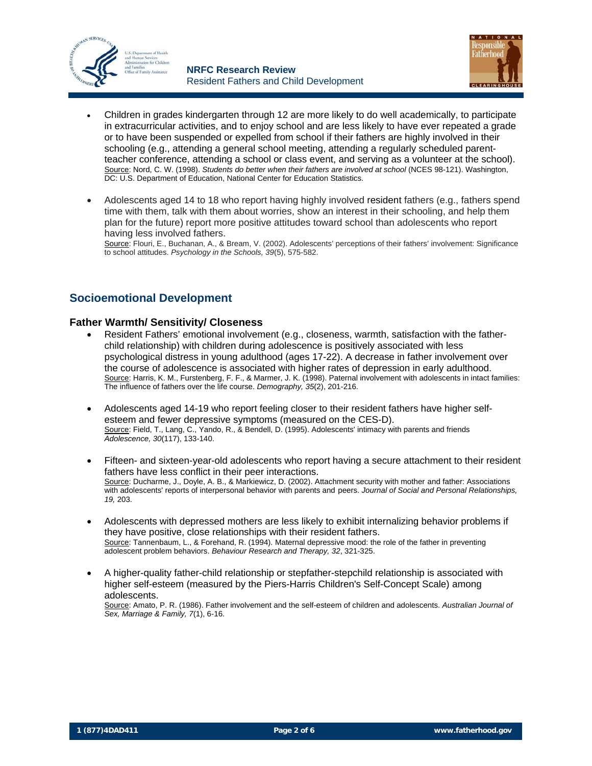- Children in grades kindergarten through 12 are more likely to do well academically, to participate in extracurricular activities, and to enjoy school and are less likely to have ever repeated a grade or to have been suspended or expelled from school if their fathers are highly involved in their schooling (e.g., attending a general school meeting, attending a regularly scheduled parent-teacher conference, attending a school or class event, and serving as a volunteer at the school).
Source: Nord, C. W. (1998). *Students do better when their fathers are involved at school* (NCES 98-121). Washington, DC: U.S. Department of Education, National Center for Education Statistics.

- Adolescents aged 14 to 18 who report having highly involved resident fathers (e.g., fathers spend time with them, talk with them about worries, show an interest in their schooling, and help them plan for the future) report more positive attitudes toward school than adolescents who report having less involved fathers.
Source: Flouri, E., Buchanan, A., & Bream, V. (2002). Adolescents' perceptions of their fathers' involvement: Significance to school attitudes. *Psychology in the Schools, 39*(5), 575-582.

## Socioemotional Development

### Father Warmth/ Sensitivity/ Closeness

- Resident Fathers' emotional involvement (e.g., closeness, warmth, satisfaction with the father-child relationship) with children during adolescence is positively associated with less psychological distress in young adulthood (ages 17-22). A decrease in father involvement over the course of adolescence is associated with higher rates of depression in early adulthood.
Source: Harris, K. M., Furstenberg, F. F., & Marmer, J. K. (1998). Paternal involvement with adolescents in intact families: The influence of fathers over the life course. *Demography, 35*(2), 201-216.

- Adolescents aged 14-19 who report feeling closer to their resident fathers have higher self-esteem and fewer depressive symptoms (measured on the CES-D).
Source: Field, T., Lang, C., Yando, R., & Bendell, D. (1995). Adolescents' intimacy with parents and friends *Adolescence, 30*(117), 133-140.

- Fifteen- and sixteen-year-old adolescents who report having a secure attachment to their resident fathers have less conflict in their peer interactions.
Source: Ducharme, J., Doyle, A. B., & Markiewicz, D. (2002). Attachment security with mother and father: Associations with adolescents' reports of interpersonal behavior with parents and peers. *Journal of Social and Personal Relationships, 19,* 203.

- Adolescents with depressed mothers are less likely to exhibit internalizing behavior problems if they have positive, close relationships with their resident fathers.
Source: Tannenbaum, L., & Forehand, R. (1994). Maternal depressive mood: the role of the father in preventing adolescent problem behaviors. *Behaviour Research and Therapy, 32*, 321-325.

- A higher-quality father-child relationship or stepfather-stepchild relationship is associated with higher self-esteem (measured by the Piers-Harris Children's Self-Concept Scale) among adolescents.
Source: Amato, P. R. (1986). Father involvement and the self-esteem of children and adolescents. *Australian Journal of Sex, Marriage & Family, 7*(1), 6-16.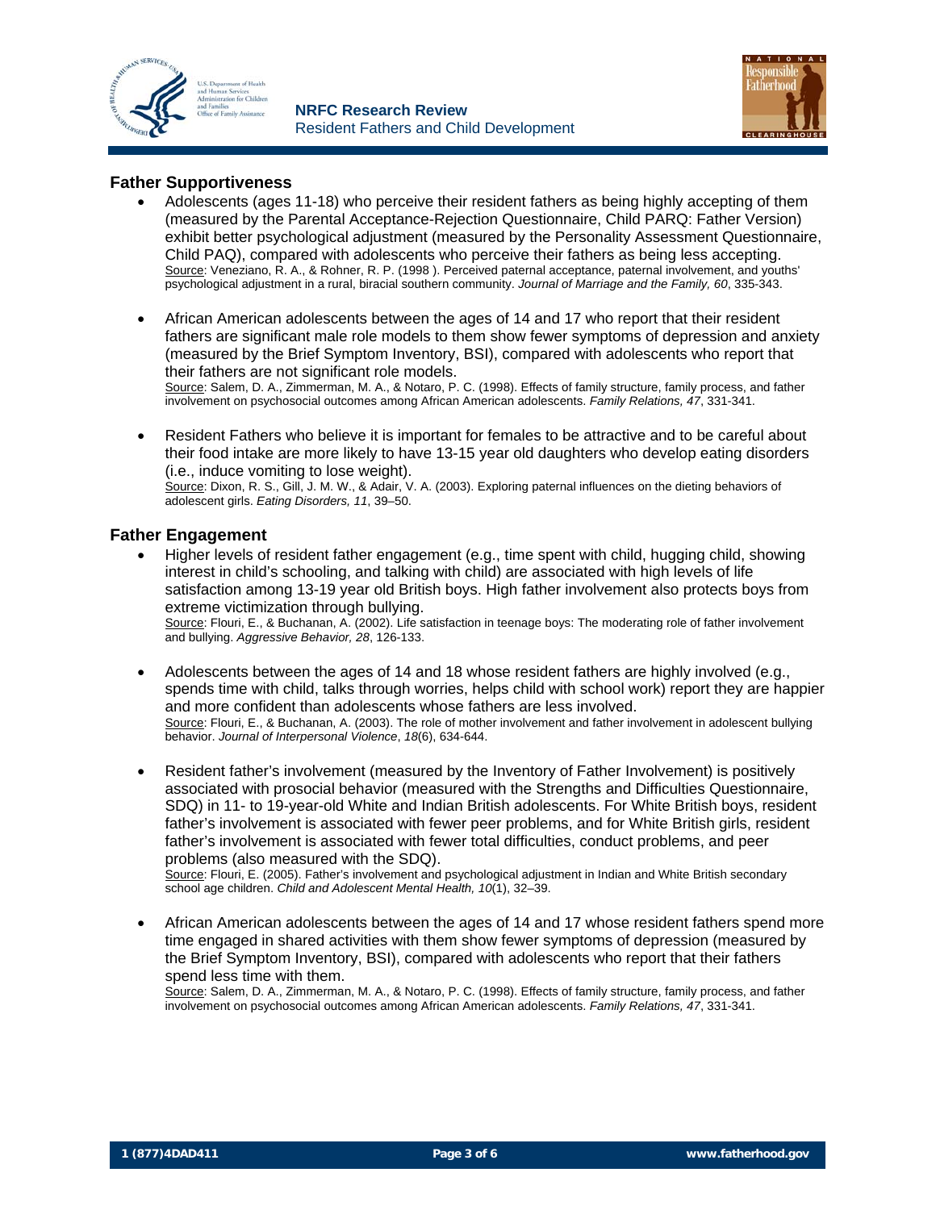## Father Supportiveness

- Adolescents (ages 11-18) who perceive their resident fathers as being highly accepting of them (measured by the Parental Acceptance-Rejection Questionnaire, Child PARQ: Father Version) exhibit better psychological adjustment (measured by the Personality Assessment Questionnaire, Child PAQ), compared with adolescents who perceive their fathers as being less accepting.
  Source: Veneziano, R. A., & Rohner, R. P. (1998 ). Perceived paternal acceptance, paternal involvement, and youths' psychological adjustment in a rural, biracial southern community. *Journal of Marriage and the Family, 60*, 335-343.

- African American adolescents between the ages of 14 and 17 who report that their resident fathers are significant male role models to them show fewer symptoms of depression and anxiety (measured by the Brief Symptom Inventory, BSI), compared with adolescents who report that their fathers are not significant role models.
  Source: Salem, D. A., Zimmerman, M. A., & Notaro, P. C. (1998). Effects of family structure, family process, and father involvement on psychosocial outcomes among African American adolescents. *Family Relations, 47*, 331-341.

- Resident Fathers who believe it is important for females to be attractive and to be careful about their food intake are more likely to have 13-15 year old daughters who develop eating disorders (i.e., induce vomiting to lose weight).
  Source: Dixon, R. S., Gill, J. M. W., & Adair, V. A. (2003). Exploring paternal influences on the dieting behaviors of adolescent girls. *Eating Disorders, 11*, 39–50.

## Father Engagement

- Higher levels of resident father engagement (e.g., time spent with child, hugging child, showing interest in child's schooling, and talking with child) are associated with high levels of life satisfaction among 13-19 year old British boys. High father involvement also protects boys from extreme victimization through bullying.
  Source: Flouri, E., & Buchanan, A. (2002). Life satisfaction in teenage boys: The moderating role of father involvement and bullying. *Aggressive Behavior, 28*, 126-133.

- Adolescents between the ages of 14 and 18 whose resident fathers are highly involved (e.g., spends time with child, talks through worries, helps child with school work) report they are happier and more confident than adolescents whose fathers are less involved.
  Source: Flouri, E., & Buchanan, A. (2003). The role of mother involvement and father involvement in adolescent bullying behavior. *Journal of Interpersonal Violence*, *18*(6), 634-644.

- Resident father's involvement (measured by the Inventory of Father Involvement) is positively associated with prosocial behavior (measured with the Strengths and Difficulties Questionnaire, SDQ) in 11- to 19-year-old White and Indian British adolescents. For White British boys, resident father's involvement is associated with fewer peer problems, and for White British girls, resident father's involvement is associated with fewer total difficulties, conduct problems, and peer problems (also measured with the SDQ).
  Source: Flouri, E. (2005). Father's involvement and psychological adjustment in Indian and White British secondary school age children. *Child and Adolescent Mental Health, 10*(1), 32–39.

- African American adolescents between the ages of 14 and 17 whose resident fathers spend more time engaged in shared activities with them show fewer symptoms of depression (measured by the Brief Symptom Inventory, BSI), compared with adolescents who report that their fathers spend less time with them.
  Source: Salem, D. A., Zimmerman, M. A., & Notaro, P. C. (1998). Effects of family structure, family process, and father involvement on psychosocial outcomes among African American adolescents. *Family Relations, 47*, 331-341.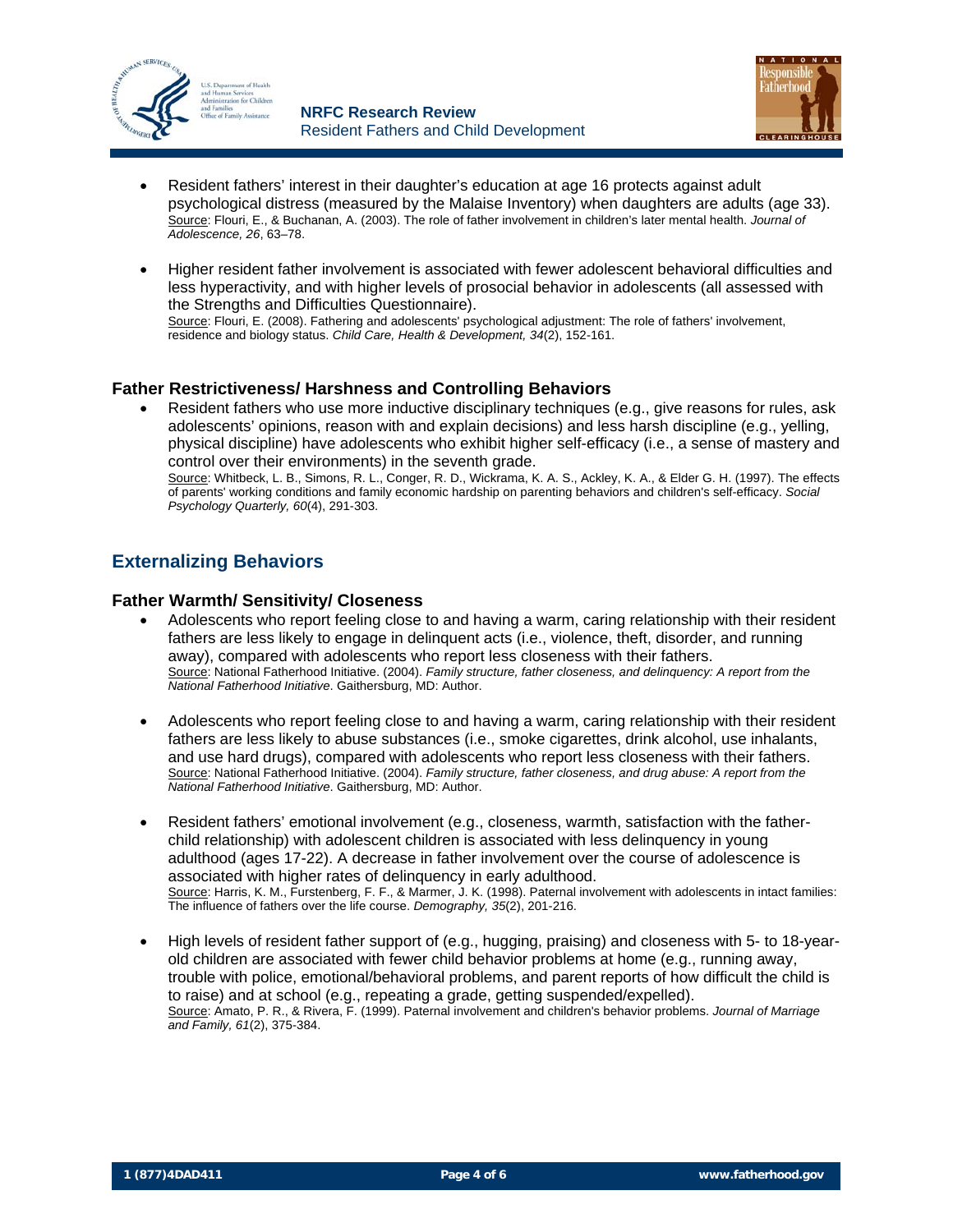- Resident fathers' interest in their daughter's education at age 16 protects against adult psychological distress (measured by the Malaise Inventory) when daughters are adults (age 33).
  Source: Flouri, E., & Buchanan, A. (2003). The role of father involvement in children's later mental health. *Journal of Adolescence, 26*, 63–78.

- Higher resident father involvement is associated with fewer adolescent behavioral difficulties and less hyperactivity, and with higher levels of prosocial behavior in adolescents (all assessed with the Strengths and Difficulties Questionnaire).
  Source: Flouri, E. (2008). Fathering and adolescents' psychological adjustment: The role of fathers' involvement, residence and biology status. *Child Care, Health & Development, 34*(2), 152-161.

### Father Restrictiveness/ Harshness and Controlling Behaviors

- Resident fathers who use more inductive disciplinary techniques (e.g., give reasons for rules, ask adolescents' opinions, reason with and explain decisions) and less harsh discipline (e.g., yelling, physical discipline) have adolescents who exhibit higher self-efficacy (i.e., a sense of mastery and control over their environments) in the seventh grade.
  Source: Whitbeck, L. B., Simons, R. L., Conger, R. D., Wickrama, K. A. S., Ackley, K. A., & Elder G. H. (1997). The effects of parents' working conditions and family economic hardship on parenting behaviors and children's self-efficacy. *Social Psychology Quarterly, 60*(4), 291-303.

## Externalizing Behaviors

### Father Warmth/ Sensitivity/ Closeness

- Adolescents who report feeling close to and having a warm, caring relationship with their resident fathers are less likely to engage in delinquent acts (i.e., violence, theft, disorder, and running away), compared with adolescents who report less closeness with their fathers.
  Source: National Fatherhood Initiative. (2004). *Family structure, father closeness, and delinquency: A report from the National Fatherhood Initiative*. Gaithersburg, MD: Author.

- Adolescents who report feeling close to and having a warm, caring relationship with their resident fathers are less likely to abuse substances (i.e., smoke cigarettes, drink alcohol, use inhalants, and use hard drugs), compared with adolescents who report less closeness with their fathers.
  Source: National Fatherhood Initiative. (2004). *Family structure, father closeness, and drug abuse: A report from the National Fatherhood Initiative*. Gaithersburg, MD: Author.

- Resident fathers' emotional involvement (e.g., closeness, warmth, satisfaction with the father-child relationship) with adolescent children is associated with less delinquency in young adulthood (ages 17-22). A decrease in father involvement over the course of adolescence is associated with higher rates of delinquency in early adulthood.
  Source: Harris, K. M., Furstenberg, F. F., & Marmer, J. K. (1998). Paternal involvement with adolescents in intact families: The influence of fathers over the life course. *Demography, 35*(2), 201-216.

- High levels of resident father support of (e.g., hugging, praising) and closeness with 5- to 18-year-old children are associated with fewer child behavior problems at home (e.g., running away, trouble with police, emotional/behavioral problems, and parent reports of how difficult the child is to raise) and at school (e.g., repeating a grade, getting suspended/expelled).
  Source: Amato, P. R., & Rivera, F. (1999). Paternal involvement and children's behavior problems. *Journal of Marriage and Family, 61*(2), 375-384.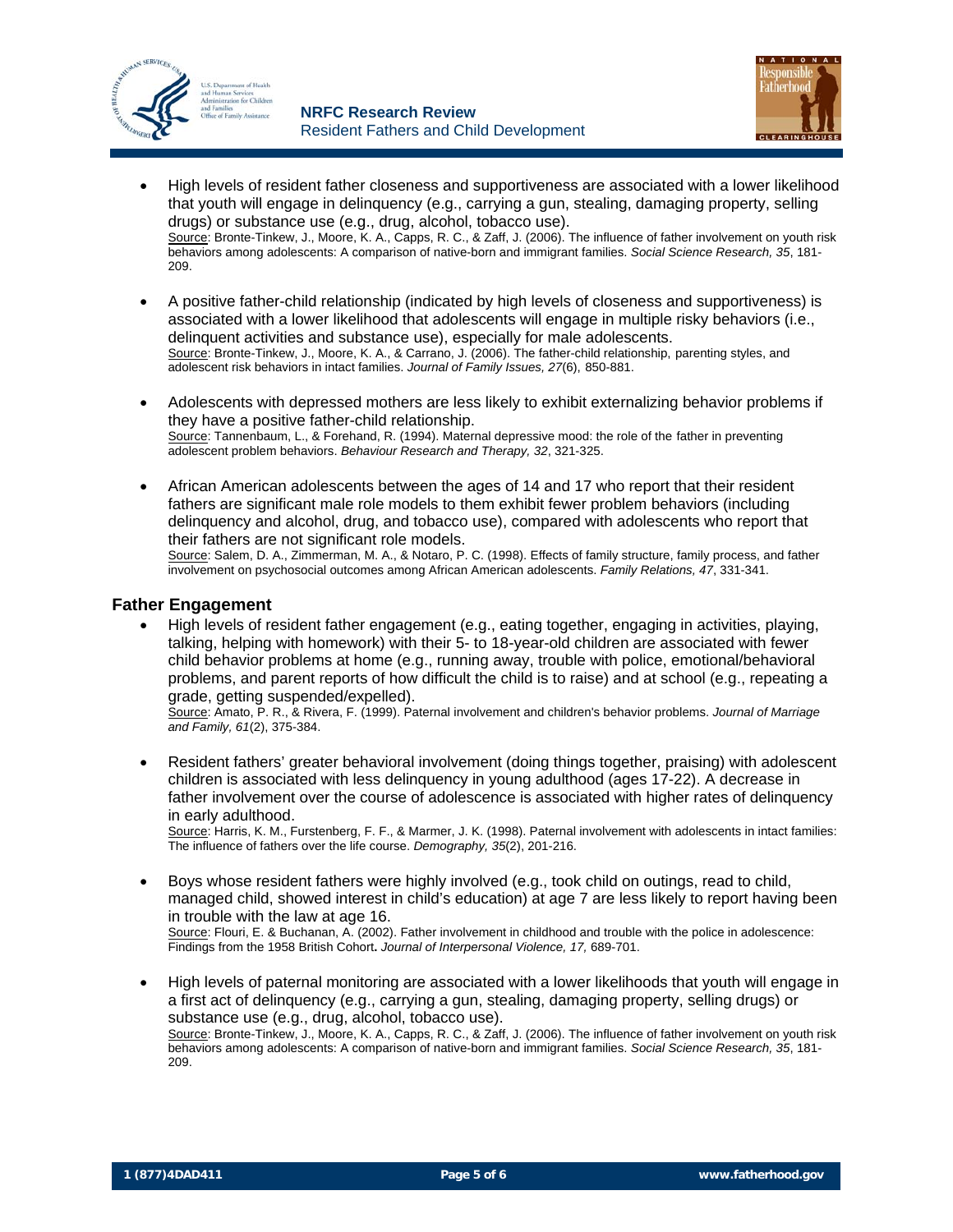- High levels of resident father closeness and supportiveness are associated with a lower likelihood that youth will engage in delinquency (e.g., carrying a gun, stealing, damaging property, selling drugs) or substance use (e.g., drug, alcohol, tobacco use).
  Source: Bronte-Tinkew, J., Moore, K. A., Capps, R. C., & Zaff, J. (2006). The influence of father involvement on youth risk behaviors among adolescents: A comparison of native-born and immigrant families. *Social Science Research, 35*, 181-209.

- A positive father-child relationship (indicated by high levels of closeness and supportiveness) is associated with a lower likelihood that adolescents will engage in multiple risky behaviors (i.e., delinquent activities and substance use), especially for male adolescents.
  Source: Bronte-Tinkew, J., Moore, K. A., & Carrano, J. (2006). The father-child relationship, parenting styles, and adolescent risk behaviors in intact families. *Journal of Family Issues, 27*(6), 850-881.

- Adolescents with depressed mothers are less likely to exhibit externalizing behavior problems if they have a positive father-child relationship.
  Source: Tannenbaum, L., & Forehand, R. (1994). Maternal depressive mood: the role of the father in preventing adolescent problem behaviors. *Behaviour Research and Therapy, 32*, 321-325.

- African American adolescents between the ages of 14 and 17 who report that their resident fathers are significant male role models to them exhibit fewer problem behaviors (including delinquency and alcohol, drug, and tobacco use), compared with adolescents who report that their fathers are not significant role models.
  Source: Salem, D. A., Zimmerman, M. A., & Notaro, P. C. (1998). Effects of family structure, family process, and father involvement on psychosocial outcomes among African American adolescents. *Family Relations, 47*, 331-341.

## Father Engagement

- High levels of resident father engagement (e.g., eating together, engaging in activities, playing, talking, helping with homework) with their 5- to 18-year-old children are associated with fewer child behavior problems at home (e.g., running away, trouble with police, emotional/behavioral problems, and parent reports of how difficult the child is to raise) and at school (e.g., repeating a grade, getting suspended/expelled).
  Source: Amato, P. R., & Rivera, F. (1999). Paternal involvement and children's behavior problems. *Journal of Marriage and Family, 61*(2), 375-384.

- Resident fathers' greater behavioral involvement (doing things together, praising) with adolescent children is associated with less delinquency in young adulthood (ages 17-22). A decrease in father involvement over the course of adolescence is associated with higher rates of delinquency in early adulthood.
  Source: Harris, K. M., Furstenberg, F. F., & Marmer, J. K. (1998). Paternal involvement with adolescents in intact families: The influence of fathers over the life course. *Demography, 35*(2), 201-216.

- Boys whose resident fathers were highly involved (e.g., took child on outings, read to child, managed child, showed interest in child's education) at age 7 are less likely to report having been in trouble with the law at age 16.
  Source: Flouri, E. & Buchanan, A. (2002). Father involvement in childhood and trouble with the police in adolescence: Findings from the 1958 British Cohort. *Journal of Interpersonal Violence, 17,* 689-701.

- High levels of paternal monitoring are associated with a lower likelihoods that youth will engage in a first act of delinquency (e.g., carrying a gun, stealing, damaging property, selling drugs) or substance use (e.g., drug, alcohol, tobacco use).
  Source: Bronte-Tinkew, J., Moore, K. A., Capps, R. C., & Zaff, J. (2006). The influence of father involvement on youth risk behaviors among adolescents: A comparison of native-born and immigrant families. *Social Science Research, 35*, 181-209.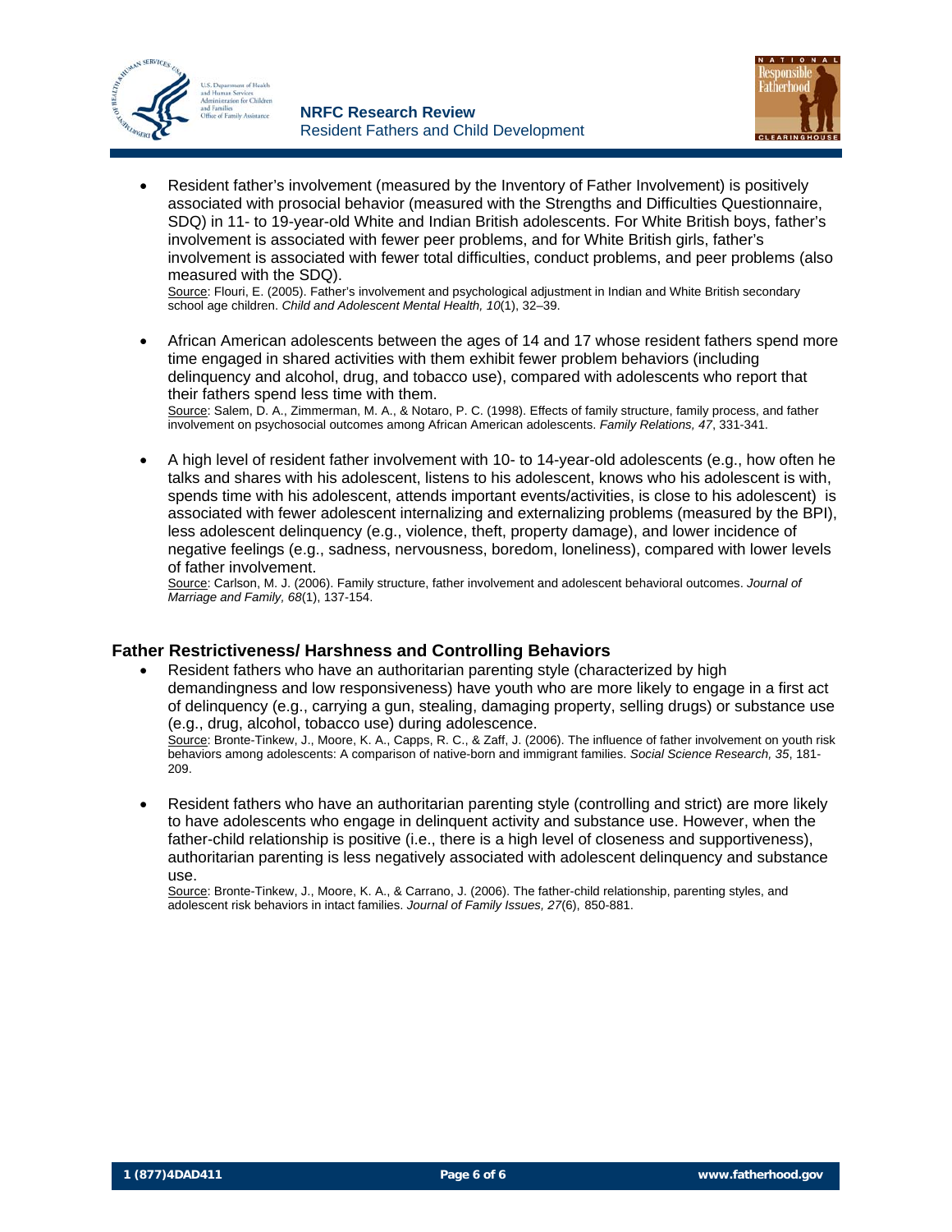- Resident father's involvement (measured by the Inventory of Father Involvement) is positively associated with prosocial behavior (measured with the Strengths and Difficulties Questionnaire, SDQ) in 11- to 19-year-old White and Indian British adolescents. For White British boys, father's involvement is associated with fewer peer problems, and for White British girls, father's involvement is associated with fewer total difficulties, conduct problems, and peer problems (also measured with the SDQ).
  Source: Flouri, E. (2005). Father's involvement and psychological adjustment in Indian and White British secondary school age children. *Child and Adolescent Mental Health, 10*(1), 32–39.

- African American adolescents between the ages of 14 and 17 whose resident fathers spend more time engaged in shared activities with them exhibit fewer problem behaviors (including delinquency and alcohol, drug, and tobacco use), compared with adolescents who report that their fathers spend less time with them.
  Source: Salem, D. A., Zimmerman, M. A., & Notaro, P. C. (1998). Effects of family structure, family process, and father involvement on psychosocial outcomes among African American adolescents. *Family Relations, 47*, 331-341.

- A high level of resident father involvement with 10- to 14-year-old adolescents (e.g., how often he talks and shares with his adolescent, listens to his adolescent, knows who his adolescent is with, spends time with his adolescent, attends important events/activities, is close to his adolescent) is associated with fewer adolescent internalizing and externalizing problems (measured by the BPI), less adolescent delinquency (e.g., violence, theft, property damage), and lower incidence of negative feelings (e.g., sadness, nervousness, boredom, loneliness), compared with lower levels of father involvement.
  Source: Carlson, M. J. (2006). Family structure, father involvement and adolescent behavioral outcomes. *Journal of Marriage and Family, 68*(1), 137-154.

## Father Restrictiveness/ Harshness and Controlling Behaviors

- Resident fathers who have an authoritarian parenting style (characterized by high demandingness and low responsiveness) have youth who are more likely to engage in a first act of delinquency (e.g., carrying a gun, stealing, damaging property, selling drugs) or substance use (e.g., drug, alcohol, tobacco use) during adolescence.
  Source: Bronte-Tinkew, J., Moore, K. A., Capps, R. C., & Zaff, J. (2006). The influence of father involvement on youth risk behaviors among adolescents: A comparison of native-born and immigrant families. *Social Science Research, 35*, 181-209.

- Resident fathers who have an authoritarian parenting style (controlling and strict) are more likely to have adolescents who engage in delinquent activity and substance use. However, when the father-child relationship is positive (i.e., there is a high level of closeness and supportiveness), authoritarian parenting is less negatively associated with adolescent delinquency and substance use.
  Source: Bronte-Tinkew, J., Moore, K. A., & Carrano, J. (2006). The father-child relationship, parenting styles, and adolescent risk behaviors in intact families. *Journal of Family Issues, 27*(6), 850-881.